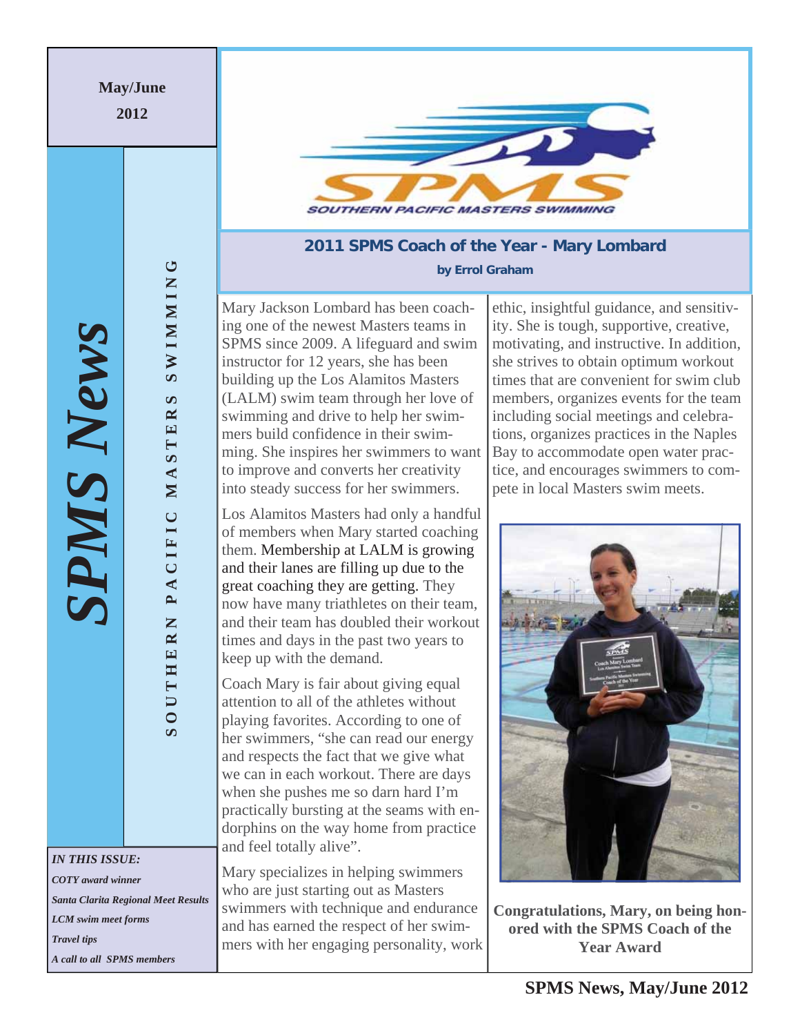May/June 2012

# SPMS News

SOUTHERN PACIFIC MASTERS SWIMMING

*IN THIS ISSUE:*

*COTY award winner*

*Santa Clarita Regional Meet Results*

*LCM swim meet forms*

*Travel tips*

*A call to all SPMS members*

## 2011 SPMS Coach of the Year - Mary Lombard

**by Errol Graham**

Mary Jackson Lombard has been coaching one of the newest Masters teams in SPMS since 2009. A lifeguard and swim instructor for 12 years, she has been building up the Los Alamitos Masters (LALM) swim team through her love of swimming and drive to help her swimmers build confidence in their swimming. She inspires her swimmers to want to improve and converts her creativity into steady success for her swimmers.

Los Alamitos Masters had only a handful of members when Mary started coaching them. Membership at LALM is growing and their lanes are filling up due to the great coaching they are getting. They now have many triathletes on their team, and their team has doubled their workout times and days in the past two years to keep up with the demand.

Coach Mary is fair about giving equal attention to all of the athletes without playing favorites. According to one of her swimmers, "she can read our energy and respects the fact that we give what we can in each workout. There are days when she pushes me so darn hard I'm practically bursting at the seams with endorphins on the way home from practice and feel totally alive".

Mary specializes in helping swimmers who are just starting out as Masters swimmers with technique and endurance and has earned the respect of her swimmers with her engaging personality, work ethic, insightful guidance, and sensitivity. She is tough, supportive, creative, motivating, and instructive. In addition, she strives to obtain optimum workout times that are convenient for swim club members, organizes events for the team including social meetings and celebrations, organizes practices in the Naples Bay to accommodate open water practice, and encourages swimmers to compete in local Masters swim meets.

**Congratulations, Mary, on being honored with the SPMS Coach of the Year Award**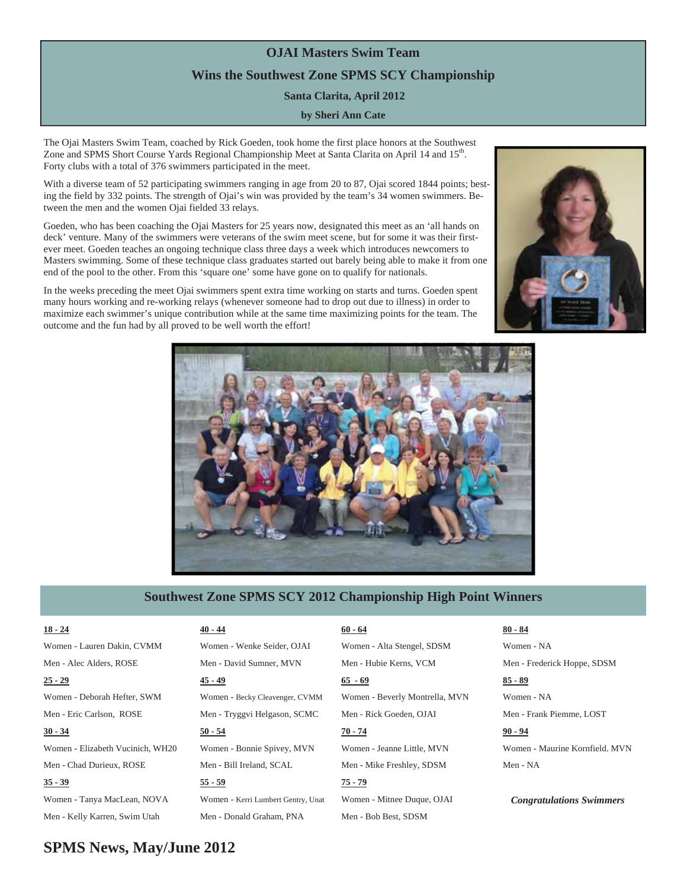# OJAI Masters Swim Team

## Wins the Southwest Zone SPMS SCY Championship

**Santa Clarita, April 2012**

**by Sheri Ann Cate**

The Ojai Masters Swim Team, coached by Rick Goeden, took home the first place honors at the Southwest Zone and SPMS Short Course Yards Regional Championship Meet at Santa Clarita on April 14 and 15th. Forty clubs with a total of 376 swimmers participated in the meet.

With a diverse team of 52 participating swimmers ranging in age from 20 to 87, Ojai scored 1844 points; besting the field by 332 points. The strength of Ojai's win was provided by the team's 34 women swimmers. Between the men and the women Ojai fielded 33 relays.

Goeden, who has been coaching the Ojai Masters for 25 years now, designated this meet as an 'all hands on deck' venture. Many of the swimmers were veterans of the swim meet scene, but for some it was their first-ever meet. Goeden teaches an ongoing technique class three days a week which introduces newcomers to Masters swimming. Some of these technique class graduates started out barely being able to make it from one end of the pool to the other. From this 'square one' some have gone on to qualify for nationals.

In the weeks preceding the meet Ojai swimmers spent extra time working on starts and turns. Goeden spent many hours working and re-working relays (whenever someone had to drop out due to illness) in order to maximize each swimmer's unique contribution while at the same time maximizing points for the team. The outcome and the fun had by all proved to be well worth the effort!

## Southwest Zone SPMS SCY 2012 Championship High Point Winners

**18 - 24**
Women - Lauren Dakin, CVMM
Men - Alec Alders, ROSE

**25 - 29**
Women - Deborah Hefter, SWM
Men - Eric Carlson, ROSE

**30 - 34**
Women - Elizabeth Vucinich, WH20
Men - Chad Durieux, ROSE

**35 - 39**
Women - Tanya MacLean, NOVA
Men - Kelly Karren, Swim Utah

**40 - 44**
Women - Wenke Seider, OJAI
Men - David Sumner, MVN

**45 - 49**
Women - Becky Cleavenger, CVMM
Men - Tryggvi Helgason, SCMC

**50 - 54**
Women - Bonnie Spivey, MVN
Men - Bill Ireland, SCAL

**55 - 59**
Women - Kerri Lumbert Gentry, Unat
Men - Donald Graham, PNA

**60 - 64**
Women - Alta Stengel, SDSM
Men - Hubie Kerns, VCM

**65 - 69**
Women - Beverly Montrella, MVN
Men - Rick Goeden, OJAI

**70 - 74**
Women - Jeanne Little, MVN
Men - Mike Freshley, SDSM

**75 - 79**
Women - Mitnee Duque, OJAI
Men - Bob Best, SDSM

**80 - 84**
Women - NA
Men - Frederick Hoppe, SDSM

**85 - 89**
Women - NA
Men - Frank Piemme, LOST

**90 - 94**
Women - Maurine Kornfield. MVN
Men - NA

***Congratulations Swimmers***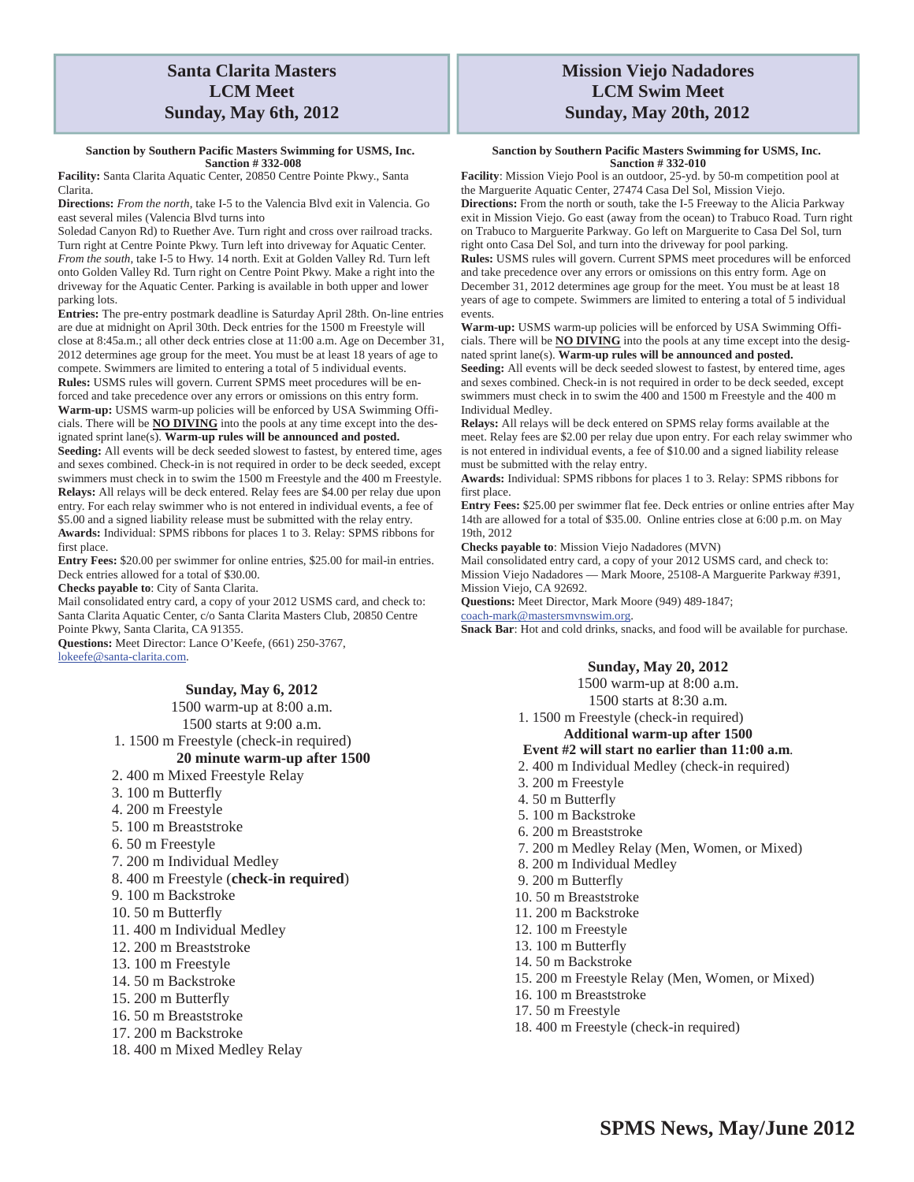## Santa Clarita Masters LCM Meet Sunday, May 6th, 2012

**Sanction by Southern Pacific Masters Swimming for USMS, Inc.**
**Sanction # 332-008**

**Facility:** Santa Clarita Aquatic Center, 20850 Centre Pointe Pkwy., Santa Clarita.

**Directions:** *From the north*, take I-5 to the Valencia Blvd exit in Valencia. Go east several miles (Valencia Blvd turns into Soledad Canyon Rd) to Ruether Ave. Turn right and cross over railroad tracks. Turn right at Centre Pointe Pkwy. Turn left into driveway for Aquatic Center. *From the south*, take I-5 to Hwy. 14 north. Exit at Golden Valley Rd. Turn left onto Golden Valley Rd. Turn right on Centre Point Pkwy. Make a right into the driveway for the Aquatic Center. Parking is available in both upper and lower parking lots.

**Entries:** The pre-entry postmark deadline is Saturday April 28th. On-line entries are due at midnight on April 30th. Deck entries for the 1500 m Freestyle will close at 8:45a.m.; all other deck entries close at 11:00 a.m. Age on December 31, 2012 determines age group for the meet. You must be at least 18 years of age to compete. Swimmers are limited to entering a total of 5 individual events.

**Rules:** USMS rules will govern. Current SPMS meet procedures will be enforced and take precedence over any errors or omissions on this entry form.

**Warm-up:** USMS warm-up policies will be enforced by USA Swimming Officials. There will be **NO DIVING** into the pools at any time except into the designated sprint lane(s). **Warm-up rules will be announced and posted.**

**Seeding:** All events will be deck seeded slowest to fastest, by entered time, ages and sexes combined. Check-in is not required in order to be deck seeded, except swimmers must check in to swim the 1500 m Freestyle and the 400 m Freestyle.

**Relays:** All relays will be deck entered. Relay fees are $4.00 per relay due upon entry. For each relay swimmer who is not entered in individual events, a fee of $5.00 and a signed liability release must be submitted with the relay entry.

**Awards:** Individual: SPMS ribbons for places 1 to 3. Relay: SPMS ribbons for first place.

**Entry Fees:** $20.00 per swimmer for online entries, $25.00 for mail-in entries. Deck entries allowed for a total of $30.00.

**Checks payable to**: City of Santa Clarita.

Mail consolidated entry card, a copy of your 2012 USMS card, and check to: Santa Clarita Aquatic Center, c/o Santa Clarita Masters Club, 20850 Centre Pointe Pkwy, Santa Clarita, CA 91355.

**Questions:** Meet Director: Lance O'Keefe, (661) 250-3767, lokeefe@santa-clarita.com.

**Sunday, May 6, 2012**

1500 warm-up at 8:00 a.m.
1500 starts at 9:00 a.m.

1. 1500 m Freestyle (check-in required)

**20 minute warm-up after 1500**

2. 400 m Mixed Freestyle Relay
3. 100 m Butterfly
4. 200 m Freestyle
5. 100 m Breaststroke
6. 50 m Freestyle
7. 200 m Individual Medley
8. 400 m Freestyle (**check-in required**)
9. 100 m Backstroke
10. 50 m Butterfly
11. 400 m Individual Medley
12. 200 m Breaststroke
13. 100 m Freestyle
14. 50 m Backstroke
15. 200 m Butterfly
16. 50 m Breaststroke
17. 200 m Backstroke
18. 400 m Mixed Medley Relay

## Mission Viejo Nadadores LCM Swim Meet Sunday, May 20th, 2012

**Sanction by Southern Pacific Masters Swimming for USMS, Inc.**
**Sanction # 332-010**

**Facility**: Mission Viejo Pool is an outdoor, 25-yd. by 50-m competition pool at the Marguerite Aquatic Center, 27474 Casa Del Sol, Mission Viejo.

**Directions:** From the north or south, take the I-5 Freeway to the Alicia Parkway exit in Mission Viejo. Go east (away from the ocean) to Trabuco Road. Turn right on Trabuco to Marguerite Parkway. Go left on Marguerite to Casa Del Sol, turn right onto Casa Del Sol, and turn into the driveway for pool parking.

**Rules:** USMS rules will govern. Current SPMS meet procedures will be enforced and take precedence over any errors or omissions on this entry form. Age on December 31, 2012 determines age group for the meet. You must be at least 18 years of age to compete. Swimmers are limited to entering a total of 5 individual events.

**Warm-up:** USMS warm-up policies will be enforced by USA Swimming Officials. There will be **NO DIVING** into the pools at any time except into the designated sprint lane(s). **Warm-up rules will be announced and posted.**

**Seeding:** All events will be deck seeded slowest to fastest, by entered time, ages and sexes combined. Check-in is not required in order to be deck seeded, except swimmers must check in to swim the 400 and 1500 m Freestyle and the 400 m Individual Medley.

**Relays:** All relays will be deck entered on SPMS relay forms available at the meet. Relay fees are $2.00 per relay due upon entry. For each relay swimmer who is not entered in individual events, a fee of $10.00 and a signed liability release must be submitted with the relay entry.

**Awards:** Individual: SPMS ribbons for places 1 to 3. Relay: SPMS ribbons for first place.

**Entry Fees:** $25.00 per swimmer flat fee. Deck entries or online entries after May 14th are allowed for a total of $35.00. Online entries close at 6:00 p.m. on May 19th, 2012

**Checks payable to**: Mission Viejo Nadadores (MVN)

Mail consolidated entry card, a copy of your 2012 USMS card, and check to: Mission Viejo Nadadores — Mark Moore, 25108-A Marguerite Parkway #391, Mission Viejo, CA 92692.

**Questions:** Meet Director, Mark Moore (949) 489-1847; coach-mark@mastersmvnswim.org.

**Snack Bar**: Hot and cold drinks, snacks, and food will be available for purchase.

**Sunday, May 20, 2012**

1500 warm-up at 8:00 a.m.
1500 starts at 8:30 a.m.

1. 1500 m Freestyle (check-in required)

**Additional warm-up after 1500**
**Event #2 will start no earlier than 11:00 a.m.**

2. 400 m Individual Medley (check-in required)
3. 200 m Freestyle
4. 50 m Butterfly
5. 100 m Backstroke
6. 200 m Breaststroke
7. 200 m Medley Relay (Men, Women, or Mixed)
8. 200 m Individual Medley
9. 200 m Butterfly
10. 50 m Breaststroke
11. 200 m Backstroke
12. 100 m Freestyle
13. 100 m Butterfly
14. 50 m Backstroke
15. 200 m Freestyle Relay (Men, Women, or Mixed)
16. 100 m Breaststroke
17. 50 m Freestyle
18. 400 m Freestyle (check-in required)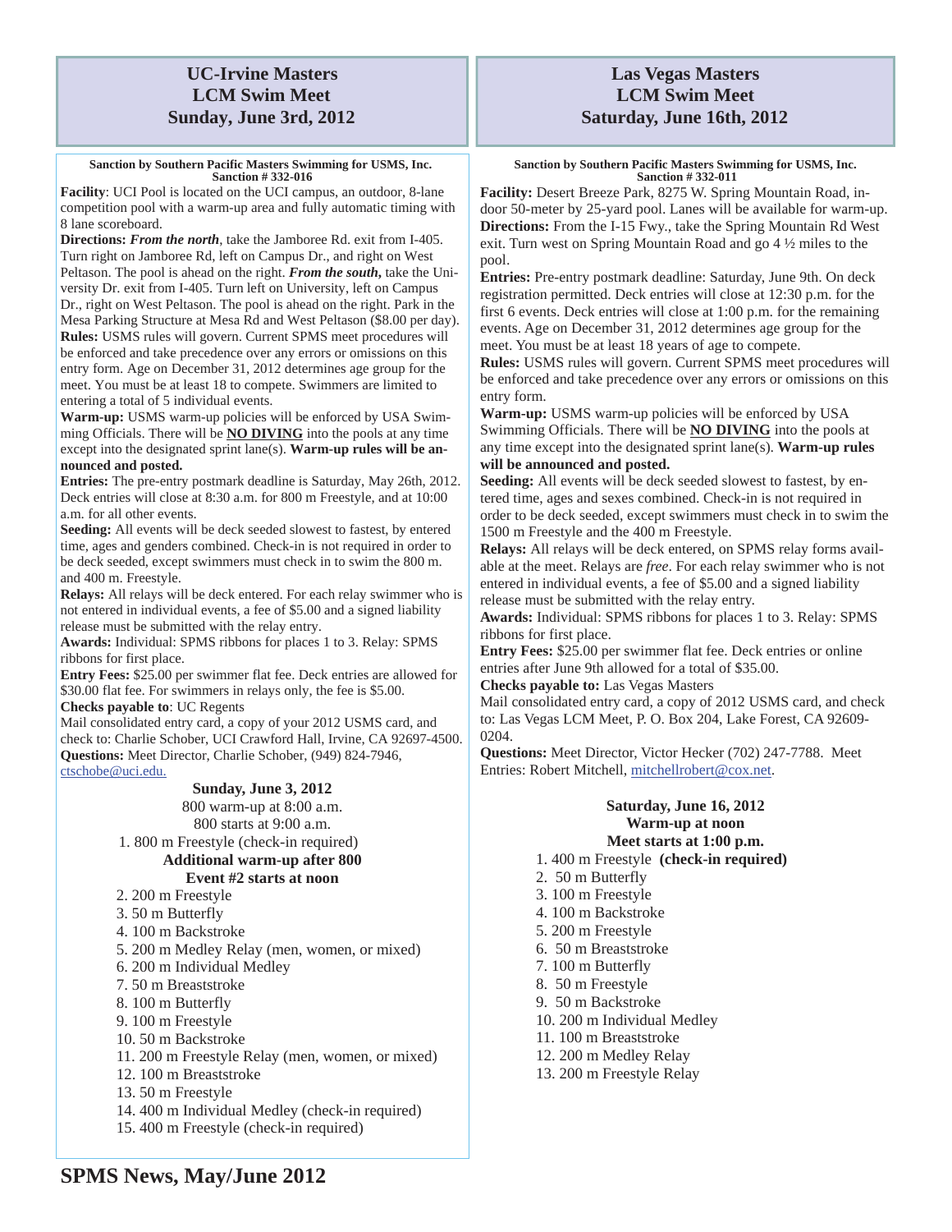# UC-Irvine Masters LCM Swim Meet Sunday, June 3rd, 2012

**Sanction by Southern Pacific Masters Swimming for USMS, Inc.**
**Sanction # 332-016**

**Facility**: UCI Pool is located on the UCI campus, an outdoor, 8-lane competition pool with a warm-up area and fully automatic timing with 8 lane scoreboard.

**Directions:** ***From the north***, take the Jamboree Rd. exit from I-405. Turn right on Jamboree Rd, left on Campus Dr., and right on West Peltason. The pool is ahead on the right. ***From the south,*** take the University Dr. exit from I-405. Turn left on University, left on Campus Dr., right on West Peltason. The pool is ahead on the right. Park in the Mesa Parking Structure at Mesa Rd and West Peltason ($8.00 per day).

**Rules:** USMS rules will govern. Current SPMS meet procedures will be enforced and take precedence over any errors or omissions on this entry form. Age on December 31, 2012 determines age group for the meet. You must be at least 18 to compete. Swimmers are limited to entering a total of 5 individual events.

**Warm-up:** USMS warm-up policies will be enforced by USA Swimming Officials. There will be **NO DIVING** into the pools at any time except into the designated sprint lane(s). **Warm-up rules will be announced and posted.**

**Entries:** The pre-entry postmark deadline is Saturday, May 26th, 2012. Deck entries will close at 8:30 a.m. for 800 m Freestyle, and at 10:00 a.m. for all other events.

**Seeding:** All events will be deck seeded slowest to fastest, by entered time, ages and genders combined. Check-in is not required in order to be deck seeded, except swimmers must check in to swim the 800 m. and 400 m. Freestyle.

**Relays:** All relays will be deck entered. For each relay swimmer who is not entered in individual events, a fee of $5.00 and a signed liability release must be submitted with the relay entry.

**Awards:** Individual: SPMS ribbons for places 1 to 3. Relay: SPMS ribbons for first place.

**Entry Fees:** $25.00 per swimmer flat fee. Deck entries are allowed for $30.00 flat fee. For swimmers in relays only, the fee is $5.00.

**Checks payable to**: UC Regents

Mail consolidated entry card, a copy of your 2012 USMS card, and check to: Charlie Schober, UCI Crawford Hall, Irvine, CA 92697-4500.

**Questions:** Meet Director, Charlie Schober, (949) 824-7946, ctschobe@uci.edu.

**Sunday, June 3, 2012**

800 warm-up at 8:00 a.m.
800 starts at 9:00 a.m.

1. 800 m Freestyle (check-in required)

**Additional warm-up after 800**
**Event #2 starts at noon**

2. 200 m Freestyle
3. 50 m Butterfly
4. 100 m Backstroke
5. 200 m Medley Relay (men, women, or mixed)
6. 200 m Individual Medley
7. 50 m Breaststroke
8. 100 m Butterfly
9. 100 m Freestyle
10. 50 m Backstroke
11. 200 m Freestyle Relay (men, women, or mixed)
12. 100 m Breaststroke
13. 50 m Freestyle
14. 400 m Individual Medley (check-in required)
15. 400 m Freestyle (check-in required)

# Las Vegas Masters LCM Swim Meet Saturday, June 16th, 2012

**Sanction by Southern Pacific Masters Swimming for USMS, Inc.**
**Sanction # 332-011**

**Facility:** Desert Breeze Park, 8275 W. Spring Mountain Road, indoor 50-meter by 25-yard pool. Lanes will be available for warm-up.

**Directions:** From the I-15 Fwy., take the Spring Mountain Rd West exit. Turn west on Spring Mountain Road and go 4 ½ miles to the pool.

**Entries:** Pre-entry postmark deadline: Saturday, June 9th. On deck registration permitted. Deck entries will close at 12:30 p.m. for the first 6 events. Deck entries will close at 1:00 p.m. for the remaining events. Age on December 31, 2012 determines age group for the meet. You must be at least 18 years of age to compete.

**Rules:** USMS rules will govern. Current SPMS meet procedures will be enforced and take precedence over any errors or omissions on this entry form.

**Warm-up:** USMS warm-up policies will be enforced by USA Swimming Officials. There will be **NO DIVING** into the pools at any time except into the designated sprint lane(s). **Warm-up rules will be announced and posted.**

**Seeding:** All events will be deck seeded slowest to fastest, by entered time, ages and sexes combined. Check-in is not required in order to be deck seeded, except swimmers must check in to swim the 1500 m Freestyle and the 400 m Freestyle.

**Relays:** All relays will be deck entered, on SPMS relay forms available at the meet. Relays are *free*. For each relay swimmer who is not entered in individual events, a fee of $5.00 and a signed liability release must be submitted with the relay entry.

**Awards:** Individual: SPMS ribbons for places 1 to 3. Relay: SPMS ribbons for first place.

**Entry Fees:** $25.00 per swimmer flat fee. Deck entries or online entries after June 9th allowed for a total of $35.00.

**Checks payable to:** Las Vegas Masters

Mail consolidated entry card, a copy of 2012 USMS card, and check to: Las Vegas LCM Meet, P. O. Box 204, Lake Forest, CA 92609-0204.

**Questions:** Meet Director, Victor Hecker (702) 247-7788. Meet Entries: Robert Mitchell, mitchellrobert@cox.net.

**Saturday, June 16, 2012**
**Warm-up at noon**
**Meet starts at 1:00 p.m.**

1. 400 m Freestyle **(check-in required)**
2. 50 m Butterfly
3. 100 m Freestyle
4. 100 m Backstroke
5. 200 m Freestyle
6. 50 m Breaststroke
7. 100 m Butterfly
8. 50 m Freestyle
9. 50 m Backstroke
10. 200 m Individual Medley
11. 100 m Breaststroke
12. 200 m Medley Relay
13. 200 m Freestyle Relay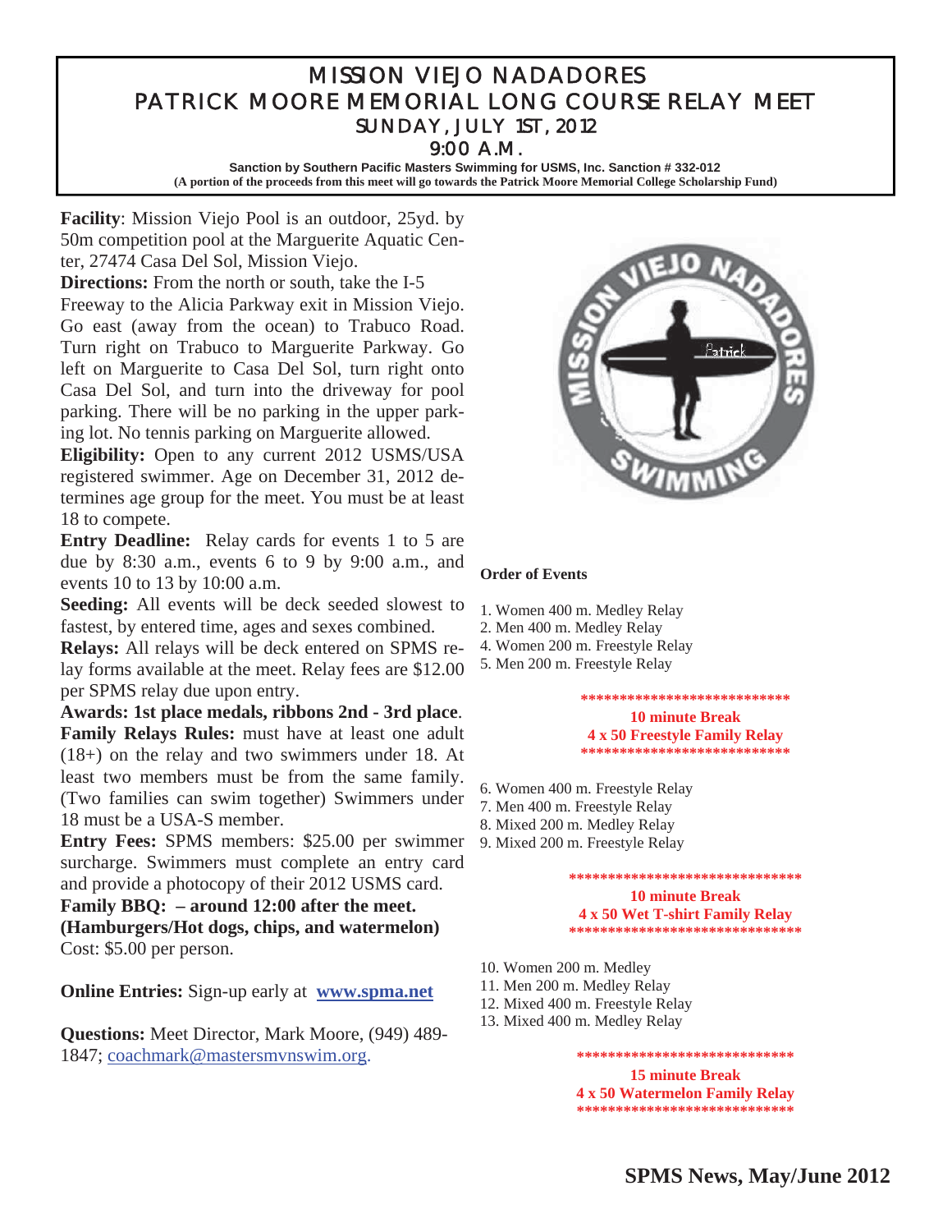# MISSION VIEJO NADADORES
# PATRICK MOORE MEMORIAL LONG COURSE RELAY MEET
## SUNDAY, JULY 1ST, 2012
## 9:00 A.M.

**Sanction by Southern Pacific Masters Swimming for USMS, Inc. Sanction # 332-012**
**(A portion of the proceeds from this meet will go towards the Patrick Moore Memorial College Scholarship Fund)**

**Facility**: Mission Viejo Pool is an outdoor, 25yd. by 50m competition pool at the Marguerite Aquatic Center, 27474 Casa Del Sol, Mission Viejo.

**Directions:** From the north or south, take the I-5 Freeway to the Alicia Parkway exit in Mission Viejo. Go east (away from the ocean) to Trabuco Road. Turn right on Trabuco to Marguerite Parkway. Go left on Marguerite to Casa Del Sol, turn right onto Casa Del Sol, and turn into the driveway for pool parking. There will be no parking in the upper parking lot. No tennis parking on Marguerite allowed.

**Eligibility:** Open to any current 2012 USMS/USA registered swimmer. Age on December 31, 2012 determines age group for the meet. You must be at least 18 to compete.

**Entry Deadline:** Relay cards for events 1 to 5 are due by 8:30 a.m., events 6 to 9 by 9:00 a.m., and events 10 to 13 by 10:00 a.m.

**Seeding:** All events will be deck seeded slowest to fastest, by entered time, ages and sexes combined.

**Relays:** All relays will be deck entered on SPMS relay forms available at the meet. Relay fees are $12.00 per SPMS relay due upon entry.

**Awards: 1st place medals, ribbons 2nd - 3rd place**.

**Family Relays Rules:** must have at least one adult (18+) on the relay and two swimmers under 18. At least two members must be from the same family. (Two families can swim together) Swimmers under 18 must be a USA-S member.

**Entry Fees:** SPMS members: $25.00 per swimmer surcharge. Swimmers must complete an entry card and provide a photocopy of their 2012 USMS card.

**Family BBQ: – around 12:00 after the meet.**
**(Hamburgers/Hot dogs, chips, and watermelon)**
Cost: $5.00 per person.

**Online Entries:** Sign-up early at **www.spma.net**

**Questions:** Meet Director, Mark Moore, (949) 489-1847; coachmark@mastersmvnswim.org.

**Order of Events**

1. Women 400 m. Medley Relay
2. Men 400 m. Medley Relay
4. Women 200 m. Freestyle Relay
5. Men 200 m. Freestyle Relay

****************************
**10 minute Break**
**4 x 50 Freestyle Family Relay**
****************************

6. Women 400 m. Freestyle Relay
7. Men 400 m. Freestyle Relay
8. Mixed 200 m. Medley Relay
9. Mixed 200 m. Freestyle Relay

*******************************
**10 minute Break**
**4 x 50 Wet T-shirt Family Relay**
*******************************

10. Women 200 m. Medley
11. Men 200 m. Medley Relay
12. Mixed 400 m. Freestyle Relay
13. Mixed 400 m. Medley Relay

*****************************
**15 minute Break**
**4 x 50 Watermelon Family Relay**
*****************************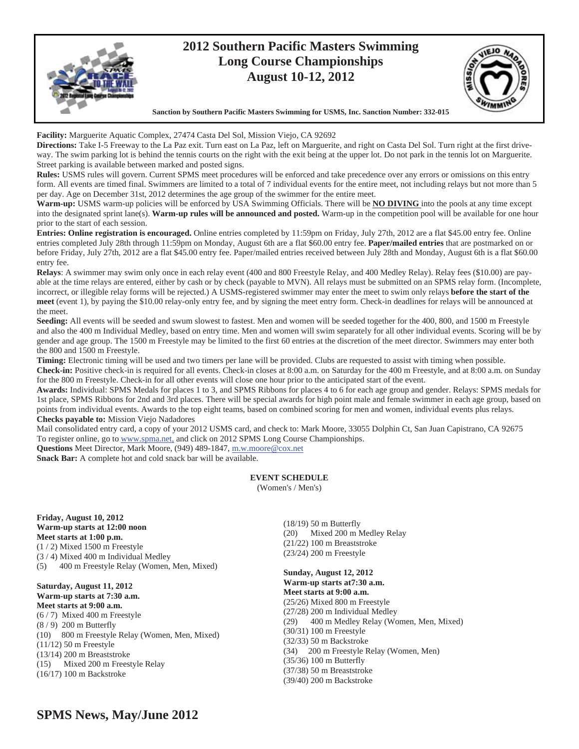# 2012 Southern Pacific Masters Swimming Long Course Championships
## August 10-12, 2012

**Sanction by Southern Pacific Masters Swimming for USMS, Inc. Sanction Number: 332-015**

**Facility:** Marguerite Aquatic Complex, 27474 Casta Del Sol, Mission Viejo, CA 92692

**Directions:** Take I-5 Freeway to the La Paz exit. Turn east on La Paz, left on Marguerite, and right on Casta Del Sol. Turn right at the first driveway. The swim parking lot is behind the tennis courts on the right with the exit being at the upper lot. Do not park in the tennis lot on Marguerite. Street parking is available between marked and posted signs.

**Rules:** USMS rules will govern. Current SPMS meet procedures will be enforced and take precedence over any errors or omissions on this entry form. All events are timed final. Swimmers are limited to a total of 7 individual events for the entire meet, not including relays but not more than 5 per day. Age on December 31st, 2012 determines the age group of the swimmer for the entire meet.

**Warm-up:** USMS warm-up policies will be enforced by USA Swimming Officials. There will be **NO DIVING** into the pools at any time except into the designated sprint lane(s). **Warm-up rules will be announced and posted.** Warm-up in the competition pool will be available for one hour prior to the start of each session.

**Entries: Online registration is encouraged.** Online entries completed by 11:59pm on Friday, July 27th, 2012 are a flat $45.00 entry fee. Online entries completed July 28th through 11:59pm on Monday, August 6th are a flat $60.00 entry fee. **Paper/mailed entries** that are postmarked on or before Friday, July 27th, 2012 are a flat $45.00 entry fee. Paper/mailed entries received between July 28th and Monday, August 6th is a flat $60.00 entry fee.

**Relays**: A swimmer may swim only once in each relay event (400 and 800 Freestyle Relay, and 400 Medley Relay). Relay fees ($10.00) are payable at the time relays are entered, either by cash or by check (payable to MVN). All relays must be submitted on an SPMS relay form. (Incomplete, incorrect, or illegible relay forms will be rejected.) A USMS-registered swimmer may enter the meet to swim only relays **before the start of the meet** (event 1), by paying the $10.00 relay-only entry fee, and by signing the meet entry form. Check-in deadlines for relays will be announced at the meet.

**Seeding:** All events will be seeded and swum slowest to fastest. Men and women will be seeded together for the 400, 800, and 1500 m Freestyle and also the 400 m Individual Medley, based on entry time. Men and women will swim separately for all other individual events. Scoring will be by gender and age group. The 1500 m Freestyle may be limited to the first 60 entries at the discretion of the meet director. Swimmers may enter both the 800 and 1500 m Freestyle.

**Timing:** Electronic timing will be used and two timers per lane will be provided. Clubs are requested to assist with timing when possible.

**Check-in:** Positive check-in is required for all events. Check-in closes at 8:00 a.m. on Saturday for the 400 m Freestyle, and at 8:00 a.m. on Sunday for the 800 m Freestyle. Check-in for all other events will close one hour prior to the anticipated start of the event.

**Awards:** Individual: SPMS Medals for places 1 to 3, and SPMS Ribbons for places 4 to 6 for each age group and gender. Relays: SPMS medals for 1st place, SPMS Ribbons for 2nd and 3rd places. There will be special awards for high point male and female swimmer in each age group, based on points from individual events. Awards to the top eight teams, based on combined scoring for men and women, individual events plus relays.

**Checks payable to:** Mission Viejo Nadadores

Mail consolidated entry card, a copy of your 2012 USMS card, and check to: Mark Moore, 33055 Dolphin Ct, San Juan Capistrano, CA 92675

To register online, go to www.spma.net, and click on 2012 SPMS Long Course Championships.

**Questions** Meet Director, Mark Moore, (949) 489-1847, m.w.moore@cox.net

**Snack Bar:** A complete hot and cold snack bar will be available.

### EVENT SCHEDULE

(Women's / Men's)

**Friday, August 10, 2012**
**Warm-up starts at 12:00 noon**
**Meet starts at 1:00 p.m.**

(1 / 2) Mixed 1500 m Freestyle
(3 / 4) Mixed 400 m Individual Medley
(5) 400 m Freestyle Relay (Women, Men, Mixed)

**Saturday, August 11, 2012**
**Warm-up starts at 7:30 a.m.**
**Meet starts at 9:00 a.m.**

(6 / 7) Mixed 400 m Freestyle
(8 / 9) 200 m Butterfly
(10) 800 m Freestyle Relay (Women, Men, Mixed)
(11/12) 50 m Freestyle
(13/14) 200 m Breaststroke
(15) Mixed 200 m Freestyle Relay
(16/17) 100 m Backstroke
(18/19) 50 m Butterfly
(20) Mixed 200 m Medley Relay
(21/22) 100 m Breaststroke
(23/24) 200 m Freestyle

**Sunday, August 12, 2012**
**Warm-up starts at7:30 a.m.**
**Meet starts at 9:00 a.m.**

(25/26) Mixed 800 m Freestyle
(27/28) 200 m Individual Medley
(29) 400 m Medley Relay (Women, Men, Mixed)
(30/31) 100 m Freestyle
(32/33) 50 m Backstroke
(34) 200 m Freestyle Relay (Women, Men)
(35/36) 100 m Butterfly
(37/38) 50 m Breaststroke
(39/40) 200 m Backstroke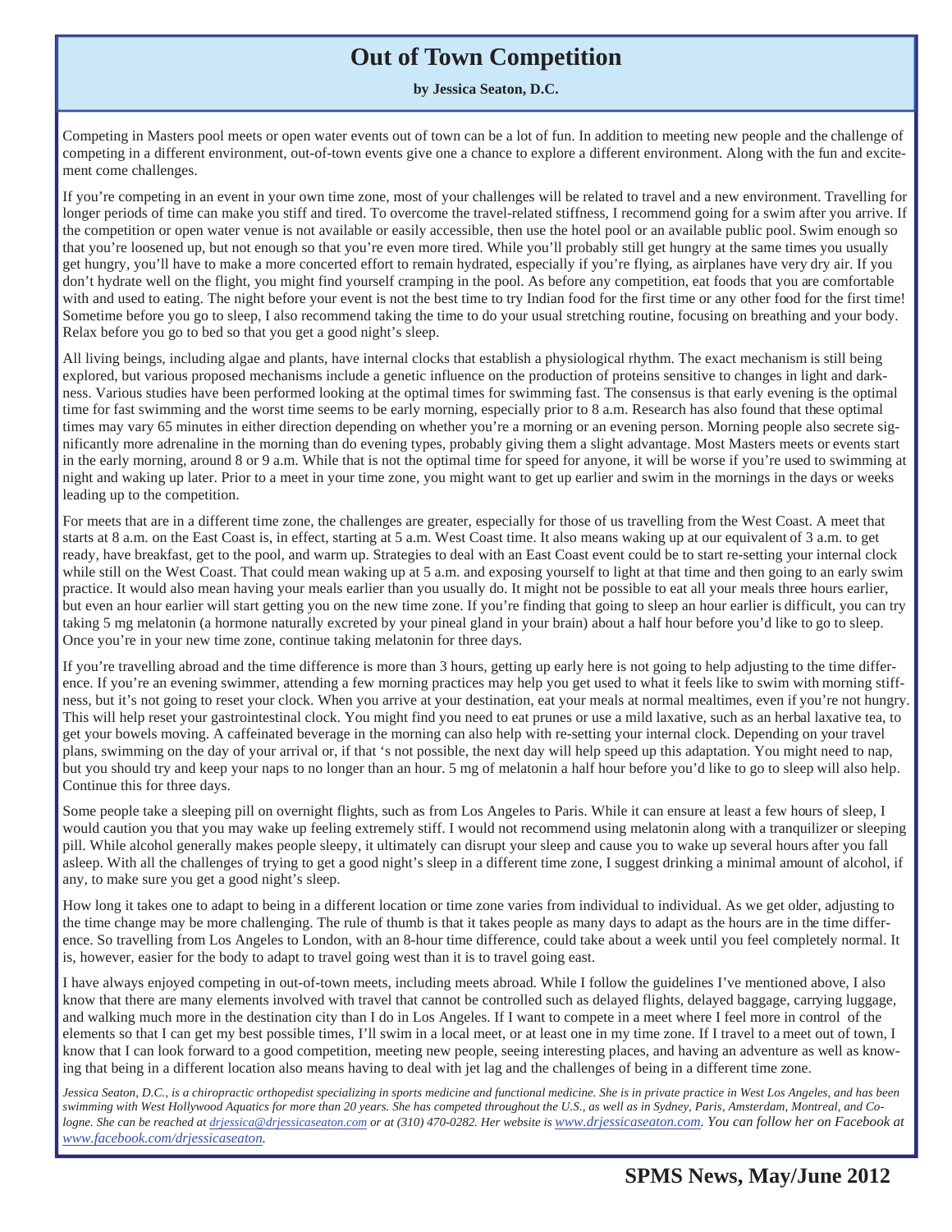# Out of Town Competition

**by Jessica Seaton, D.C.**

Competing in Masters pool meets or open water events out of town can be a lot of fun. In addition to meeting new people and the challenge of competing in a different environment, out-of-town events give one a chance to explore a different environment. Along with the fun and excitement come challenges.

If you're competing in an event in your own time zone, most of your challenges will be related to travel and a new environment. Travelling for longer periods of time can make you stiff and tired. To overcome the travel-related stiffness, I recommend going for a swim after you arrive. If the competition or open water venue is not available or easily accessible, then use the hotel pool or an available public pool. Swim enough so that you're loosened up, but not enough so that you're even more tired. While you'll probably still get hungry at the same times you usually get hungry, you'll have to make a more concerted effort to remain hydrated, especially if you're flying, as airplanes have very dry air. If you don't hydrate well on the flight, you might find yourself cramping in the pool. As before any competition, eat foods that you are comfortable with and used to eating. The night before your event is not the best time to try Indian food for the first time or any other food for the first time! Sometime before you go to sleep, I also recommend taking the time to do your usual stretching routine, focusing on breathing and your body. Relax before you go to bed so that you get a good night's sleep.

All living beings, including algae and plants, have internal clocks that establish a physiological rhythm. The exact mechanism is still being explored, but various proposed mechanisms include a genetic influence on the production of proteins sensitive to changes in light and darkness. Various studies have been performed looking at the optimal times for swimming fast. The consensus is that early evening is the optimal time for fast swimming and the worst time seems to be early morning, especially prior to 8 a.m. Research has also found that these optimal times may vary 65 minutes in either direction depending on whether you're a morning or an evening person. Morning people also secrete significantly more adrenaline in the morning than do evening types, probably giving them a slight advantage. Most Masters meets or events start in the early morning, around 8 or 9 a.m. While that is not the optimal time for speed for anyone, it will be worse if you're used to swimming at night and waking up later. Prior to a meet in your time zone, you might want to get up earlier and swim in the mornings in the days or weeks leading up to the competition.

For meets that are in a different time zone, the challenges are greater, especially for those of us travelling from the West Coast. A meet that starts at 8 a.m. on the East Coast is, in effect, starting at 5 a.m. West Coast time. It also means waking up at our equivalent of 3 a.m. to get ready, have breakfast, get to the pool, and warm up. Strategies to deal with an East Coast event could be to start re-setting your internal clock while still on the West Coast. That could mean waking up at 5 a.m. and exposing yourself to light at that time and then going to an early swim practice. It would also mean having your meals earlier than you usually do. It might not be possible to eat all your meals three hours earlier, but even an hour earlier will start getting you on the new time zone. If you're finding that going to sleep an hour earlier is difficult, you can try taking 5 mg melatonin (a hormone naturally excreted by your pineal gland in your brain) about a half hour before you'd like to go to sleep. Once you're in your new time zone, continue taking melatonin for three days.

If you're travelling abroad and the time difference is more than 3 hours, getting up early here is not going to help adjusting to the time difference. If you're an evening swimmer, attending a few morning practices may help you get used to what it feels like to swim with morning stiffness, but it's not going to reset your clock. When you arrive at your destination, eat your meals at normal mealtimes, even if you're not hungry. This will help reset your gastrointestinal clock. You might find you need to eat prunes or use a mild laxative, such as an herbal laxative tea, to get your bowels moving. A caffeinated beverage in the morning can also help with re-setting your internal clock. Depending on your travel plans, swimming on the day of your arrival or, if that 's not possible, the next day will help speed up this adaptation. You might need to nap, but you should try and keep your naps to no longer than an hour. 5 mg of melatonin a half hour before you'd like to go to sleep will also help. Continue this for three days.

Some people take a sleeping pill on overnight flights, such as from Los Angeles to Paris. While it can ensure at least a few hours of sleep, I would caution you that you may wake up feeling extremely stiff. I would not recommend using melatonin along with a tranquilizer or sleeping pill. While alcohol generally makes people sleepy, it ultimately can disrupt your sleep and cause you to wake up several hours after you fall asleep. With all the challenges of trying to get a good night's sleep in a different time zone, I suggest drinking a minimal amount of alcohol, if any, to make sure you get a good night's sleep.

How long it takes one to adapt to being in a different location or time zone varies from individual to individual. As we get older, adjusting to the time change may be more challenging. The rule of thumb is that it takes people as many days to adapt as the hours are in the time difference. So travelling from Los Angeles to London, with an 8-hour time difference, could take about a week until you feel completely normal. It is, however, easier for the body to adapt to travel going west than it is to travel going east.

I have always enjoyed competing in out-of-town meets, including meets abroad. While I follow the guidelines I've mentioned above, I also know that there are many elements involved with travel that cannot be controlled such as delayed flights, delayed baggage, carrying luggage, and walking much more in the destination city than I do in Los Angeles. If I want to compete in a meet where I feel more in control of the elements so that I can get my best possible times, I'll swim in a local meet, or at least one in my time zone. If I travel to a meet out of town, I know that I can look forward to a good competition, meeting new people, seeing interesting places, and having an adventure as well as knowing that being in a different location also means having to deal with jet lag and the challenges of being in a different time zone.

*Jessica Seaton, D.C., is a chiropractic orthopedist specializing in sports medicine and functional medicine. She is in private practice in West Los Angeles, and has been swimming with West Hollywood Aquatics for more than 20 years. She has competed throughout the U.S., as well as in Sydney, Paris, Amsterdam, Montreal, and Cologne. She can be reached at drjessica@drjessicaseaton.com or at (310) 470-0282. Her website is www.drjessicaseaton.com. You can follow her on Facebook at www.facebook.com/drjessicaseaton.*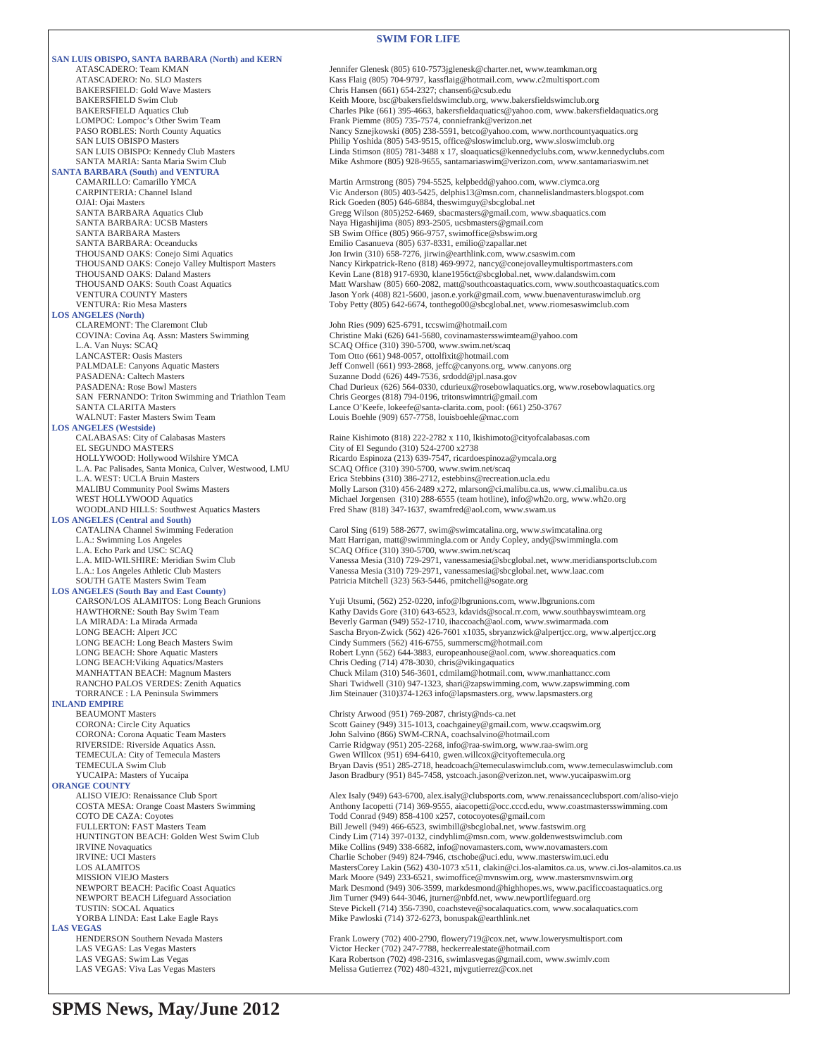## SWIM FOR LIFE

### SAN LUIS OBISPO, SANTA BARBARA (North) and KERN

| | |
|---|---|
| ATASCADERO: Team KMAN | Jennifer Glenesk (805) 610-7573jglenesk@charter.net, www.teamkman.org |
| ATASCADERO: No. SLO Masters | Kass Flaig (805) 704-9797, kassflaig@hotmail.com, www.c2multisport.com |
| BAKERSFIELD: Gold Wave Masters | Chris Hansen (661) 654-2327; chansen6@csub.edu |
| BAKERSFIELD Swim Club | Keith Moore, bsc@bakersfieldswimclub.org, www.bakersfieldswimclub.org |
| BAKERSFIELD Aquatics Club | Charles Pike (661) 395-4663, bakersfieldaquatics@yahoo.com, www.bakersfieldaquatics.org |
| LOMPOC: Lompoc's Other Swim Team | Frank Piemme (805) 735-7574, conniefrank@verizon.net |
| PASO ROBLES: North County Aquatics | Nancy Sznejkowski (805) 238-5591, betco@yahoo.com, www.northcountyaquatics.org |
| SAN LUIS OBISPO Masters | Philip Yoshida (805) 543-9515, office@sloswimclub.org, www.sloswimclub.org |
| SAN LUIS OBISPO: Kennedy Club Masters | Linda Stimson (805) 781-3488 x 17, sloaquatics@kennedyclubs.com, www.kennedyclubs.com |
| SANTA MARIA: Santa Maria Swim Club | Mike Ashmore (805) 928-9655, santamariaswim@verizon.com, www.santamariaswim.net |

### SANTA BARBARA (South) and VENTURA

| | |
|---|---|
| CAMARILLO: Camarillo YMCA | Martin Armstrong (805) 794-5525, kelpbedd@yahoo.com, www.ciymca.org |
| CARPINTERIA: Channel Island | Vic Anderson (805) 403-5425, delphis13@msn.com, channelislandmasters.blogspot.com |
| OJAI: Ojai Masters | Rick Goeden (805) 646-6884, theswimguy@sbcglobal.net |
| SANTA BARBARA Aquatics Club | Gregg Wilson (805)252-6469, sbacmasters@gmail.com, www.sbaquatics.com |
| SANTA BARBARA: UCSB Masters | Naya Higashijima (805) 893-2505, ucsbmasters@gmail.com |
| SANTA BARBARA Masters | SB Swim Office (805) 966-9757, swimoffice@sbswim.org |
| SANTA BARBARA: Oceanducks | Emilio Casanueva (805) 637-8331, emilio@zapallar.net |
| THOUSAND OAKS: Conejo Simi Aquatics | Jon Irwin (310) 658-7276, jirwin@earthlink.com, www.csaswim.com |
| THOUSAND OAKS: Conejo Valley Multisport Masters | Nancy Kirkpatrick-Reno (818) 469-9972, nancy@conejovalleymultisportmasters.com |
| THOUSAND OAKS: Daland Masters | Kevin Lane (818) 917-6930, klane1956ct@sbcglobal.net, www.dalandswim.com |
| THOUSAND OAKS: South Coast Aquatics | Matt Warshaw (805) 660-2082, matt@southcoastaquatics.com, www.southcoastaquatics.com |
| VENTURA COUNTY Masters | Jason York (408) 821-5600, jason.e.york@gmail.com, www.buenaventuraswimclub.org |
| VENTURA: Rio Mesa Masters | Toby Petty (805) 642-6674, tonthego00@sbcglobal.net, www.riomesaswimclub.com |

### LOS ANGELES (North)

| | |
|---|---|
| CLAREMONT: The Claremont Club | John Ries (909) 625-6791, tccswim@hotmail.com |
| COVINA: Covina Aq. Assn: Masters Swimming | Christine Maki (626) 641-5680, covinamastersswimteam@yahoo.com |
| L.A. Van Nuys: SCAQ | SCAQ Office (310) 390-5700, www.swim.net/scaq |
| LANCASTER: Oasis Masters | Tom Otto (661) 948-0057, ottolfixit@hotmail.com |
| PALMDALE: Canyons Aquatic Masters | Jeff Conwell (661) 993-2868, jeffc@canyons.org, www.canyons.org |
| PASADENA: Caltech Masters | Suzanne Dodd (626) 449-7536, srdodd@jpl.nasa.gov |
| PASADENA: Rose Bowl Masters | Chad Durieux (626) 564-0330, cdurieux@rosebowlaquatics.org, www.rosebowlaquatics.org |
| SAN FERNANDO: Triton Swimming and Triathlon Team | Chris Georges (818) 794-0196, tritonswimntri@gmail.com |
| SANTA CLARITA Masters | Lance O'Keefe, lokeefe@santa-clarita.com, pool: (661) 250-3767 |
| WALNUT: Faster Masters Swim Team | Louis Boehle (909) 657-7758, louisboehle@mac.com |

### LOS ANGELES (Westside)

| | |
|---|---|
| CALABASAS: City of Calabasas Masters | Raine Kishimoto (818) 222-2782 x 110, lkishimoto@cityofcalabasas.com |
| EL SEGUNDO MASTERS | City of El Segundo (310) 524-2700 x2738 |
| HOLLYWOOD: Hollywood Wilshire YMCA | Ricardo Espinoza (213) 639-7547, ricardoespinoza@ymcala.org |
| L.A. Pac Palisades, Santa Monica, Culver, Westwood, LMU | SCAQ Office (310) 390-5700, www.swim.net/scaq |
| L.A. WEST: UCLA Bruin Masters | Erica Stebbins (310) 386-2712, estebbins@recreation.ucla.edu |
| MALIBU Community Pool Swims Masters | Molly Larson (310) 456-2489 x272, mlarson@ci.malibu.ca.us, www.ci.malibu.ca.us |
| WEST HOLLYWOOD Aquatics | Michael Jorgensen (310) 288-6555 (team hotline), info@wh2o.org, www.wh2o.org |
| WOODLAND HILLS: Southwest Aquatics Masters | Fred Shaw (818) 347-1637, swamfred@aol.com, www.swam.us |

### LOS ANGELES (Central and South)

| | |
|---|---|
| CATALINA Channel Swimming Federation | Carol Sing (619) 588-2677, swim@swimcatalina.org, www.swimcatalina.org |
| L.A.: Swimming Los Angeles | Matt Harrigan, matt@swimmingla.com or Andy Copley, andy@swimmingla.com |
| L.A. Echo Park and USC: SCAQ | SCAQ Office (310) 390-5700, www.swim.net/scaq |
| L.A. MID-WILSHIRE: Meridian Swim Club | Vanessa Mesia (310) 729-2971, vanessamesia@sbcglobal.net, www.meridiansportsclub.com |
| L.A.: Los Angeles Athletic Club Masters | Vanessa Mesia (310) 729-2971, vanessamesia@sbcglobal.net, www.laac.com |
| SOUTH GATE Masters Swim Team | Patricia Mitchell (323) 563-5446, pmitchell@sogate.org |

### LOS ANGELES (South Bay and East County)

| | |
|---|---|
| CARSON/LOS ALAMITOS: Long Beach Grunions | Yuji Utsumi, (562) 252-0220, info@lbgrunions.com, www.lbgrunions.com |
| HAWTHORNE: South Bay Swim Team | Kathy Davids Gore (310) 643-6523, kdavids@socal.rr.com, www.southbayswimteam.org |
| LA MIRADA: La Mirada Armada | Beverly Garman (949) 552-1710, ihaccoach@aol.com, www.swimarmada.com |
| LONG BEACH: Alpert JCC | Sascha Bryon-Zwick (562) 426-7601 x1035, sbryanzwick@alpertjcc.org, www.alpertjcc.org |
| LONG BEACH: Long Beach Masters Swim | Cindy Summers (562) 416-6755, summerscm@hotmail.com |
| LONG BEACH: Shore Aquatic Masters | Robert Lynn (562) 644-3883, europeanhouse@aol.com, www.shoreaquatics.com |
| LONG BEACH:Viking Aquatics/Masters | Chris Oeding (714) 478-3030, chris@vikingaquatics |
| MANHATTAN BEACH: Magnum Masters | Chuck Milam (310) 546-3601, cdmilam@hotmail.com, www.manhattancc.com |
| RANCHO PALOS VERDES: Zenith Aquatics | Shari Twidwell (310) 947-1323, shari@zapswimming.com, www.zapswimming.com |
| TORRANCE : LA Peninsula Swimmers | Jim Steinauer (310)374-1263 info@lapsmasters.org, www.lapsmasters.org |

### INLAND EMPIRE

| | |
|---|---|
| BEAUMONT Masters | Christy Arwood (951) 769-2087, christy@nds-ca.net |
| CORONA: Circle City Aquatics | Scott Gainey (949) 315-1013, coachgainey@gmail.com, www.ccaqswim.org |
| CORONA: Corona Aquatic Team Masters | John Salvino (866) SWM-CRNA, coachsalvino@hotmail.com |
| RIVERSIDE: Riverside Aquatics Assn. | Carrie Ridgway (951) 205-2268, info@raa-swim.org, www.raa-swim.org |
| TEMECULA: City of Temecula Masters | Gwen WIllcox (951) 694-6410, gwen.willcox@cityoftemecula.org |
| TEMECULA Swim Club | Bryan Davis (951) 285-2718, headcoach@temeculaswimclub.com, www.temeculaswimclub.com |
| YUCAIPA: Masters of Yucaipa | Jason Bradbury (951) 845-7458, ystcoach.jason@verizon.net, www.yucaipaswim.org |

### ORANGE COUNTY

| | |
|---|---|
| ALISO VIEJO: Renaissance Club Sport | Alex Isaly (949) 643-6700, alex.isaly@clubsports.com, www.renaissanceclubsport.com/aliso-viejo |
| COSTA MESA: Orange Coast Masters Swimming | Anthony Iacopetti (714) 369-9555, aiacopetti@occ.cccd.edu, www.coastmastersswimming.com |
| COTO DE CAZA: Coyotes | Todd Conrad (949) 858-4100 x257, cotocoyotes@gmail.com |
| FULLERTON: FAST Masters Team | Bill Jewell (949) 466-6523, swimbill@sbcglobal.net, www.fastswim.org |
| HUNTINGTON BEACH: Golden West Swim Club | Cindy Lim (714) 397-0132, cindyhlim@msn.com, www.goldenwestswimclub.com |
| IRVINE Novaquatics | Mike Collins (949) 338-6682, info@novamasters.com, www.novamasters.com |
| IRVINE: UCI Masters | Charlie Schober (949) 824-7946, ctschobe@uci.edu, www.masterswim.uci.edu |
| LOS ALAMITOS | MastersCorey Lakin (562) 430-1073 x511, clakin@ci.los-alamitos.ca.us, www.ci.los-alamitos.ca.us |
| MISSION VIEJO Masters | Mark Moore (949) 233-6521, swimoffice@mvnswim.org, www.mastersmvnswim.org |
| NEWPORT BEACH: Pacific Coast Aquatics | Mark Desmond (949) 306-3599, markdesmond@highhopes.ws, www.pacificcoastaquatics.org |
| NEWPORT BEACH Lifeguard Association | Jim Turner (949) 644-3046, jturner@nbfd.net, www.newportlifeguard.org |
| TUSTIN: SOCAL Aquatics | Steve Pickell (714) 356-7390, coachsteve@socalaquatics.com, www.socalaquatics.com |
| YORBA LINDA: East Lake Eagle Rays | Mike Pawloski (714) 372-6273, bonuspak@earthlink.net |

### LAS VEGAS

| | |
|---|---|
| HENDERSON Southern Nevada Masters | Frank Lowery (702) 400-2790, flowery719@cox.net, www.lowerysmultisport.com |
| LAS VEGAS: Las Vegas Masters | Victor Hecker (702) 247-7788, heckerrealestate@hotmail.com |
| LAS VEGAS: Swim Las Vegas | Kara Robertson (702) 498-2316, swimlasvegas@gmail.com, www.swimlv.com |
| LAS VEGAS: Viva Las Vegas Masters | Melissa Gutierrez (702) 480-4321, mjvgutierrez@cox.net |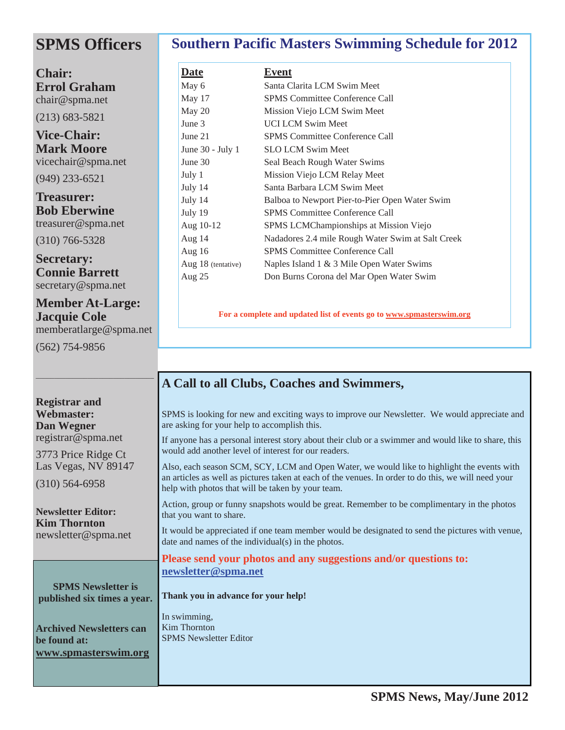## SPMS Officers

**Chair:**
**Errol Graham**
chair@spma.net
(213) 683-5821

**Vice-Chair:**
**Mark Moore**
vicechair@spma.net
(949) 233-6521

**Treasurer:**
**Bob Eberwine**
treasurer@spma.net
(310) 766-5328

**Secretary:**
**Connie Barrett**
secretary@spma.net

**Member At-Large:**
**Jacquie Cole**
memberatlarge@spma.net
(562) 754-9856

---

**Registrar and Webmaster:**
**Dan Wegner**
registrar@spma.net
3773 Price Ridge Ct
Las Vegas, NV 89147
(310) 564-6958

**Newsletter Editor:**
**Kim Thornton**
newsletter@spma.net

**SPMS Newsletter is published six times a year.**

**Archived Newsletters can be found at:**
**www.spmasterswim.org**

## Southern Pacific Masters Swimming Schedule for 2012

| Date | Event |
|---|---|
| May 6 | Santa Clarita LCM Swim Meet |
| May 17 | SPMS Committee Conference Call |
| May 20 | Mission Viejo LCM Swim Meet |
| June 3 | UCI LCM Swim Meet |
| June 21 | SPMS Committee Conference Call |
| June 30 - July 1 | SLO LCM Swim Meet |
| June 30 | Seal Beach Rough Water Swims |
| July 1 | Mission Viejo LCM Relay Meet |
| July 14 | Santa Barbara LCM Swim Meet |
| July 14 | Balboa to Newport Pier-to-Pier Open Water Swim |
| July 19 | SPMS Committee Conference Call |
| Aug 10-12 | SPMS LCMChampionships at Mission Viejo |
| Aug 14 | Nadadores 2.4 mile Rough Water Swim at Salt Creek |
| Aug 16 | SPMS Committee Conference Call |
| Aug 18 (tentative) | Naples Island 1 & 3 Mile Open Water Swims |
| Aug 25 | Don Burns Corona del Mar Open Water Swim |

**For a complete and updated list of events go to www.spmasterswim.org**

## A Call to all Clubs, Coaches and Swimmers,

SPMS is looking for new and exciting ways to improve our Newsletter. We would appreciate and are asking for your help to accomplish this.

If anyone has a personal interest story about their club or a swimmer and would like to share, this would add another level of interest for our readers.

Also, each season SCM, SCY, LCM and Open Water, we would like to highlight the events with an articles as well as pictures taken at each of the venues. In order to do this, we will need your help with photos that will be taken by your team.

Action, group or funny snapshots would be great. Remember to be complimentary in the photos that you want to share.

It would be appreciated if one team member would be designated to send the pictures with venue, date and names of the individual(s) in the photos.

**Please send your photos and any suggestions and/or questions to: newsletter@spma.net**

**Thank you in advance for your help!**

In swimming,
Kim Thornton
SPMS Newsletter Editor